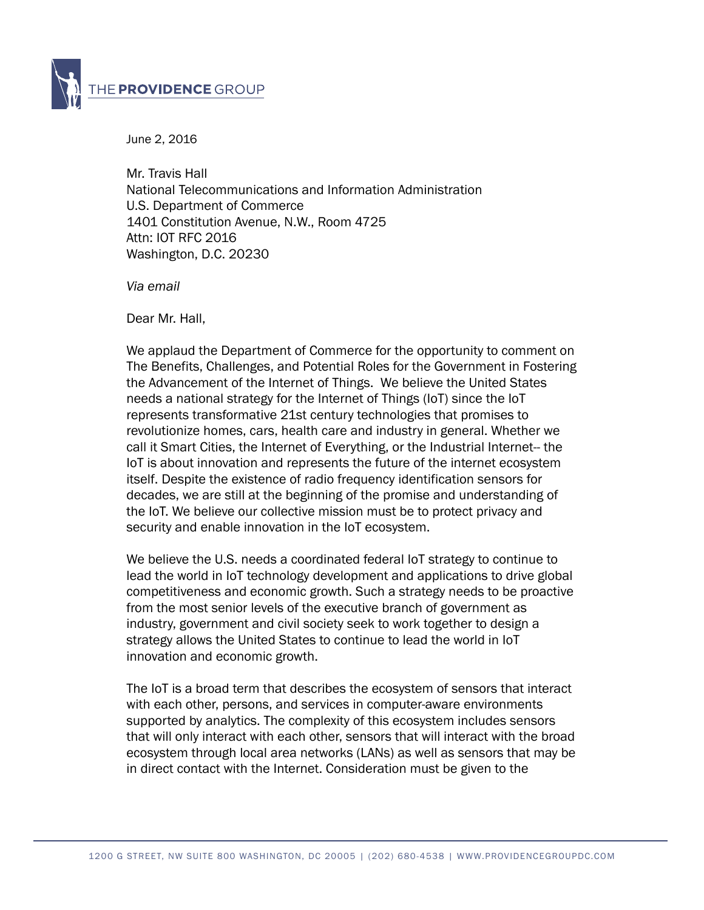THE **PROVIDENCE** GROUP

June 2, 2016

Mr. Travis Hall
National Telecommunications and Information Administration
U.S. Department of Commerce
1401 Constitution Avenue, N.W., Room 4725
Attn: IOT RFC 2016
Washington, D.C. 20230

*Via email*

Dear Mr. Hall,

We applaud the Department of Commerce for the opportunity to comment on The Benefits, Challenges, and Potential Roles for the Government in Fostering the Advancement of the Internet of Things. We believe the United States needs a national strategy for the Internet of Things (IoT) since the IoT represents transformative 21st century technologies that promises to revolutionize homes, cars, health care and industry in general. Whether we call it Smart Cities, the Internet of Everything, or the Industrial Internet-- the IoT is about innovation and represents the future of the internet ecosystem itself. Despite the existence of radio frequency identification sensors for decades, we are still at the beginning of the promise and understanding of the IoT. We believe our collective mission must be to protect privacy and security and enable innovation in the IoT ecosystem.

We believe the U.S. needs a coordinated federal IoT strategy to continue to lead the world in IoT technology development and applications to drive global competitiveness and economic growth. Such a strategy needs to be proactive from the most senior levels of the executive branch of government as industry, government and civil society seek to work together to design a strategy allows the United States to continue to lead the world in IoT innovation and economic growth.

The IoT is a broad term that describes the ecosystem of sensors that interact with each other, persons, and services in computer-aware environments supported by analytics. The complexity of this ecosystem includes sensors that will only interact with each other, sensors that will interact with the broad ecosystem through local area networks (LANs) as well as sensors that may be in direct contact with the Internet. Consideration must be given to the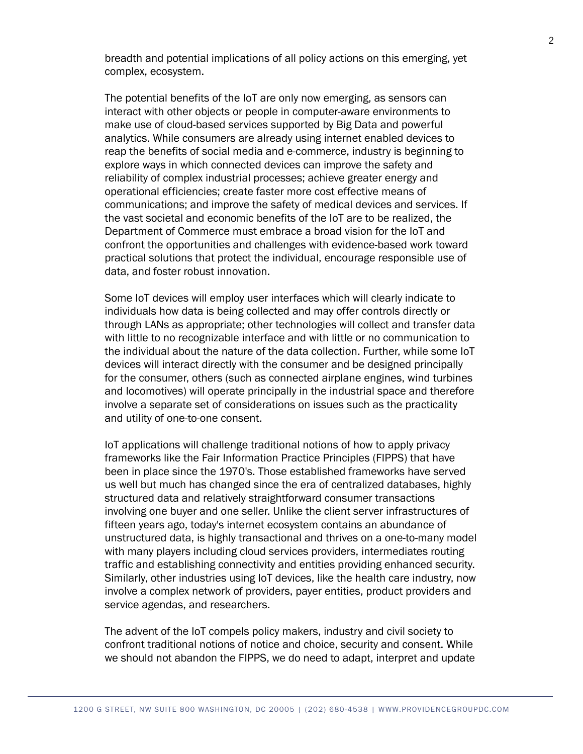breadth and potential implications of all policy actions on this emerging, yet complex, ecosystem.

The potential benefits of the IoT are only now emerging, as sensors can interact with other objects or people in computer-aware environments to make use of cloud-based services supported by Big Data and powerful analytics. While consumers are already using internet enabled devices to reap the benefits of social media and e-commerce, industry is beginning to explore ways in which connected devices can improve the safety and reliability of complex industrial processes; achieve greater energy and operational efficiencies; create faster more cost effective means of communications; and improve the safety of medical devices and services. If the vast societal and economic benefits of the IoT are to be realized, the Department of Commerce must embrace a broad vision for the IoT and confront the opportunities and challenges with evidence-based work toward practical solutions that protect the individual, encourage responsible use of data, and foster robust innovation.

Some IoT devices will employ user interfaces which will clearly indicate to individuals how data is being collected and may offer controls directly or through LANs as appropriate; other technologies will collect and transfer data with little to no recognizable interface and with little or no communication to the individual about the nature of the data collection. Further, while some IoT devices will interact directly with the consumer and be designed principally for the consumer, others (such as connected airplane engines, wind turbines and locomotives) will operate principally in the industrial space and therefore involve a separate set of considerations on issues such as the practicality and utility of one-to-one consent.

IoT applications will challenge traditional notions of how to apply privacy frameworks like the Fair Information Practice Principles (FIPPS) that have been in place since the 1970's. Those established frameworks have served us well but much has changed since the era of centralized databases, highly structured data and relatively straightforward consumer transactions involving one buyer and one seller. Unlike the client server infrastructures of fifteen years ago, today's internet ecosystem contains an abundance of unstructured data, is highly transactional and thrives on a one-to-many model with many players including cloud services providers, intermediates routing traffic and establishing connectivity and entities providing enhanced security. Similarly, other industries using IoT devices, like the health care industry, now involve a complex network of providers, payer entities, product providers and service agendas, and researchers.

The advent of the IoT compels policy makers, industry and civil society to confront traditional notions of notice and choice, security and consent. While we should not abandon the FIPPS, we do need to adapt, interpret and update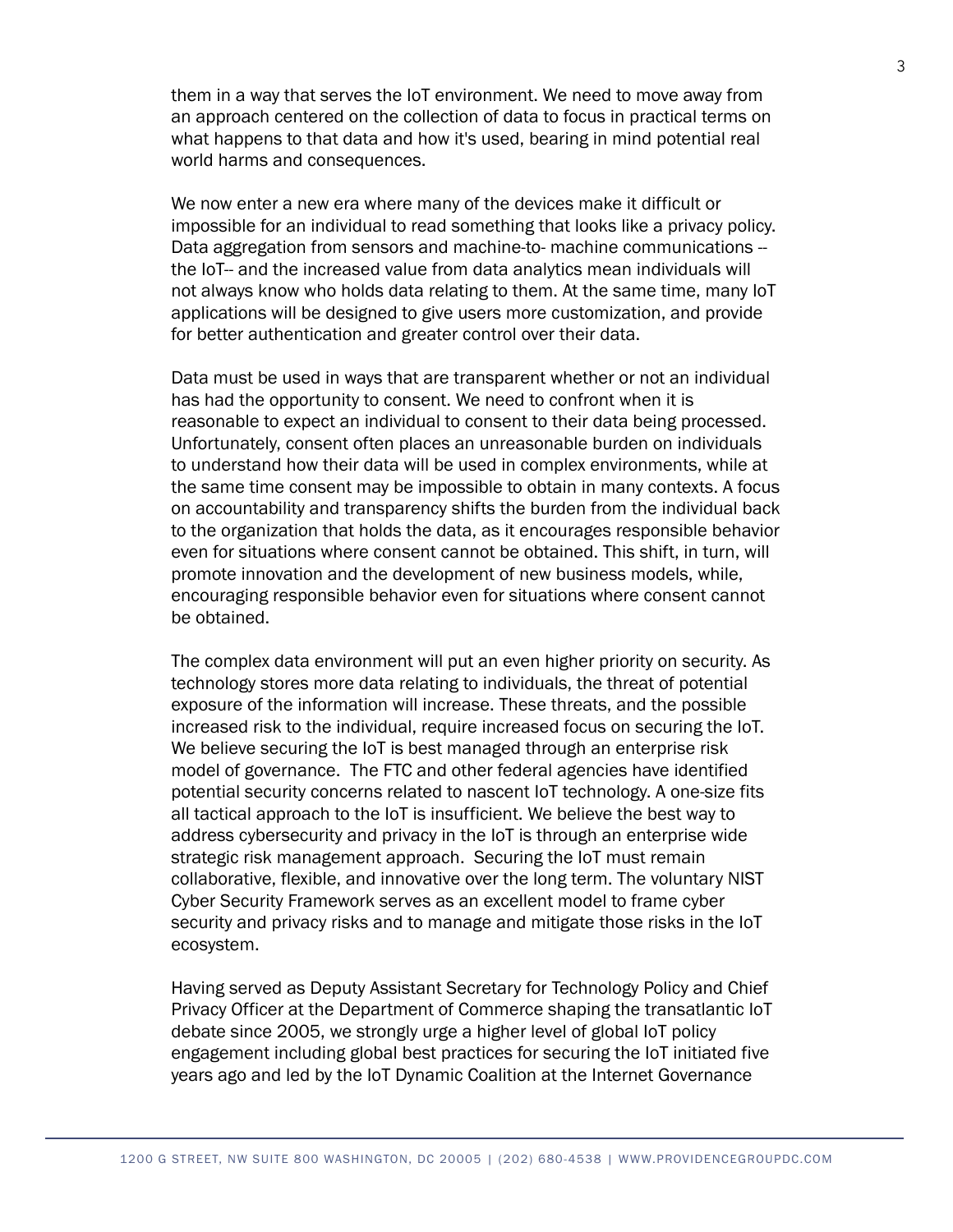them in a way that serves the IoT environment. We need to move away from an approach centered on the collection of data to focus in practical terms on what happens to that data and how it's used, bearing in mind potential real world harms and consequences.

We now enter a new era where many of the devices make it difficult or impossible for an individual to read something that looks like a privacy policy. Data aggregation from sensors and machine-to- machine communications -- the IoT-- and the increased value from data analytics mean individuals will not always know who holds data relating to them. At the same time, many IoT applications will be designed to give users more customization, and provide for better authentication and greater control over their data.

Data must be used in ways that are transparent whether or not an individual has had the opportunity to consent. We need to confront when it is reasonable to expect an individual to consent to their data being processed. Unfortunately, consent often places an unreasonable burden on individuals to understand how their data will be used in complex environments, while at the same time consent may be impossible to obtain in many contexts. A focus on accountability and transparency shifts the burden from the individual back to the organization that holds the data, as it encourages responsible behavior even for situations where consent cannot be obtained. This shift, in turn, will promote innovation and the development of new business models, while, encouraging responsible behavior even for situations where consent cannot be obtained.

The complex data environment will put an even higher priority on security. As technology stores more data relating to individuals, the threat of potential exposure of the information will increase. These threats, and the possible increased risk to the individual, require increased focus on securing the IoT. We believe securing the IoT is best managed through an enterprise risk model of governance. The FTC and other federal agencies have identified potential security concerns related to nascent IoT technology. A one-size fits all tactical approach to the IoT is insufficient. We believe the best way to address cybersecurity and privacy in the IoT is through an enterprise wide strategic risk management approach. Securing the IoT must remain collaborative, flexible, and innovative over the long term. The voluntary NIST Cyber Security Framework serves as an excellent model to frame cyber security and privacy risks and to manage and mitigate those risks in the IoT ecosystem.

Having served as Deputy Assistant Secretary for Technology Policy and Chief Privacy Officer at the Department of Commerce shaping the transatlantic IoT debate since 2005, we strongly urge a higher level of global IoT policy engagement including global best practices for securing the IoT initiated five years ago and led by the IoT Dynamic Coalition at the Internet Governance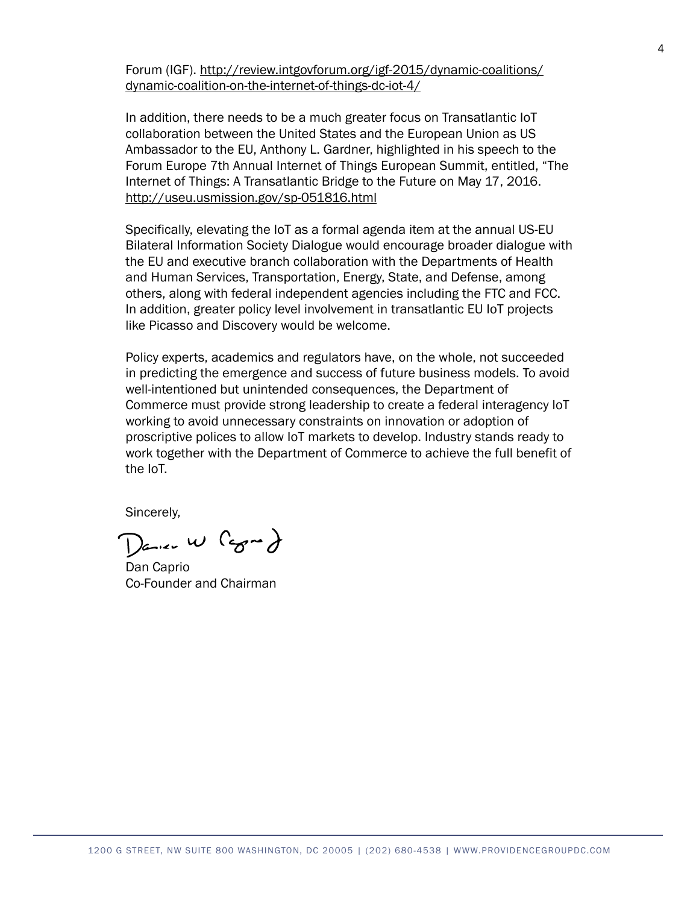Forum (IGF). http://review.intgovforum.org/igf-2015/dynamic-coalitions/dynamic-coalition-on-the-internet-of-things-dc-iot-4/

In addition, there needs to be a much greater focus on Transatlantic IoT collaboration between the United States and the European Union as US Ambassador to the EU, Anthony L. Gardner, highlighted in his speech to the Forum Europe 7th Annual Internet of Things European Summit, entitled, "The Internet of Things: A Transatlantic Bridge to the Future on May 17, 2016. http://useu.usmission.gov/sp-051816.html

Specifically, elevating the IoT as a formal agenda item at the annual US-EU Bilateral Information Society Dialogue would encourage broader dialogue with the EU and executive branch collaboration with the Departments of Health and Human Services, Transportation, Energy, State, and Defense, among others, along with federal independent agencies including the FTC and FCC. In addition, greater policy level involvement in transatlantic EU IoT projects like Picasso and Discovery would be welcome.

Policy experts, academics and regulators have, on the whole, not succeeded in predicting the emergence and success of future business models. To avoid well-intentioned but unintended consequences, the Department of Commerce must provide strong leadership to create a federal interagency IoT working to avoid unnecessary constraints on innovation or adoption of proscriptive polices to allow IoT markets to develop. Industry stands ready to work together with the Department of Commerce to achieve the full benefit of the IoT.

Sincerely,

Dan Caprio
Co-Founder and Chairman